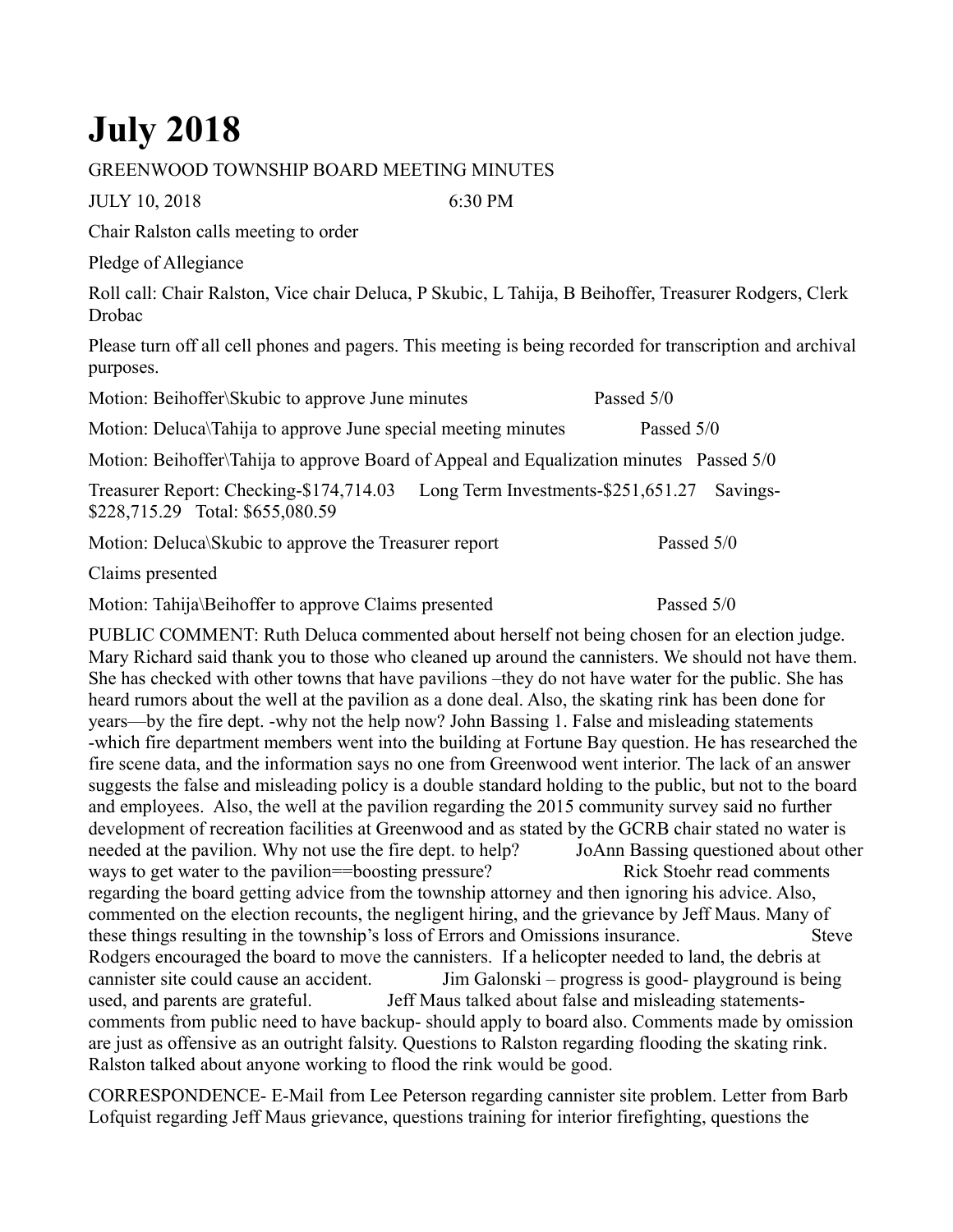# July 2018

GREENWOOD TOWNSHIP BOARD MEETING MINUTES

JULY 10, 2018 6:30 PM

Chair Ralston calls meeting to order

Pledge of Allegiance

Roll call: Chair Ralston, Vice chair Deluca, P Skubic, L Tahija, B Beihoffer, Treasurer Rodgers, Clerk Drobac

Please turn off all cell phones and pagers. This meeting is being recorded for transcription and archival purposes.

Motion: Beihoffer\Skubic to approve June minutes Passed 5/0

Motion: Deluca\Tahija to approve June special meeting minutes Passed 5/0

Motion: Beihoffer\Tahija to approve Board of Appeal and Equalization minutes Passed 5/0

Treasurer Report: Checking-$174,714.03 Long Term Investments-$251,651.27 Savings-$228,715.29 Total: $655,080.59

Motion: Deluca\Skubic to approve the Treasurer report Passed 5/0

Claims presented

Motion: Tahija\Beihoffer to approve Claims presented Passed 5/0

PUBLIC COMMENT: Ruth Deluca commented about herself not being chosen for an election judge. Mary Richard said thank you to those who cleaned up around the cannisters. We should not have them. She has checked with other towns that have pavilions –they do not have water for the public. She has heard rumors about the well at the pavilion as a done deal. Also, the skating rink has been done for years—by the fire dept. -why not the help now? John Bassing 1. False and misleading statements -which fire department members went into the building at Fortune Bay question. He has researched the fire scene data, and the information says no one from Greenwood went interior. The lack of an answer suggests the false and misleading policy is a double standard holding to the public, but not to the board and employees. Also, the well at the pavilion regarding the 2015 community survey said no further development of recreation facilities at Greenwood and as stated by the GCRB chair stated no water is needed at the pavilion. Why not use the fire dept. to help? JoAnn Bassing questioned about other ways to get water to the pavilion==boosting pressure? Rick Stoehr read comments regarding the board getting advice from the township attorney and then ignoring his advice. Also, commented on the election recounts, the negligent hiring, and the grievance by Jeff Maus. Many of these things resulting in the township's loss of Errors and Omissions insurance. Steve Rodgers encouraged the board to move the cannisters. If a helicopter needed to land, the debris at cannister site could cause an accident. Jim Galonski – progress is good- playground is being used, and parents are grateful. Jeff Maus talked about false and misleading statements- comments from public need to have backup- should apply to board also. Comments made by omission are just as offensive as an outright falsity. Questions to Ralston regarding flooding the skating rink. Ralston talked about anyone working to flood the rink would be good.

CORRESPONDENCE- E-Mail from Lee Peterson regarding cannister site problem. Letter from Barb Lofquist regarding Jeff Maus grievance, questions training for interior firefighting, questions the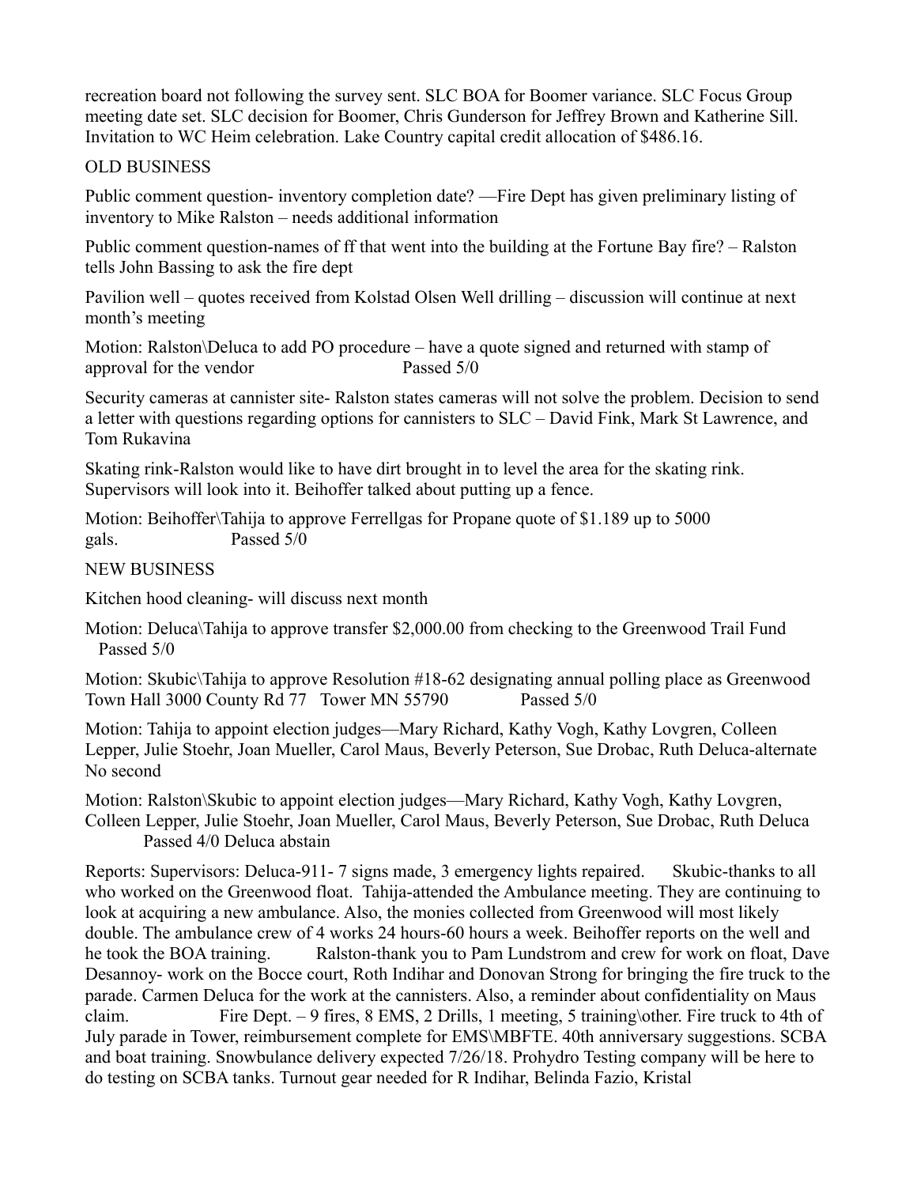recreation board not following the survey sent. SLC BOA for Boomer variance. SLC Focus Group meeting date set. SLC decision for Boomer, Chris Gunderson for Jeffrey Brown and Katherine Sill. Invitation to WC Heim celebration. Lake Country capital credit allocation of $486.16.

## OLD BUSINESS

Public comment question- inventory completion date? —Fire Dept has given preliminary listing of inventory to Mike Ralston – needs additional information

Public comment question-names of ff that went into the building at the Fortune Bay fire? – Ralston tells John Bassing to ask the fire dept

Pavilion well – quotes received from Kolstad Olsen Well drilling – discussion will continue at next month's meeting

Motion: Ralston\Deluca to add PO procedure – have a quote signed and returned with stamp of approval for the vendor Passed 5/0

Security cameras at cannister site- Ralston states cameras will not solve the problem. Decision to send a letter with questions regarding options for cannisters to SLC – David Fink, Mark St Lawrence, and Tom Rukavina

Skating rink-Ralston would like to have dirt brought in to level the area for the skating rink. Supervisors will look into it. Beihoffer talked about putting up a fence.

Motion: Beihoffer\Tahija to approve Ferrellgas for Propane quote of $1.189 up to 5000 gals. Passed 5/0

## NEW BUSINESS

Kitchen hood cleaning- will discuss next month

Motion: Deluca\Tahija to approve transfer $2,000.00 from checking to the Greenwood Trail Fund Passed 5/0

Motion: Skubic\Tahija to approve Resolution #18-62 designating annual polling place as Greenwood Town Hall 3000 County Rd 77 Tower MN 55790 Passed 5/0

Motion: Tahija to appoint election judges—Mary Richard, Kathy Vogh, Kathy Lovgren, Colleen Lepper, Julie Stoehr, Joan Mueller, Carol Maus, Beverly Peterson, Sue Drobac, Ruth Deluca-alternate No second

Motion: Ralston\Skubic to appoint election judges—Mary Richard, Kathy Vogh, Kathy Lovgren, Colleen Lepper, Julie Stoehr, Joan Mueller, Carol Maus, Beverly Peterson, Sue Drobac, Ruth Deluca Passed 4/0 Deluca abstain

Reports: Supervisors: Deluca-911- 7 signs made, 3 emergency lights repaired. Skubic-thanks to all who worked on the Greenwood float. Tahija-attended the Ambulance meeting. They are continuing to look at acquiring a new ambulance. Also, the monies collected from Greenwood will most likely double. The ambulance crew of 4 works 24 hours-60 hours a week. Beihoffer reports on the well and he took the BOA training. Ralston-thank you to Pam Lundstrom and crew for work on float, Dave Desannoy- work on the Bocce court, Roth Indihar and Donovan Strong for bringing the fire truck to the parade. Carmen Deluca for the work at the cannisters. Also, a reminder about confidentiality on Maus claim. Fire Dept. – 9 fires, 8 EMS, 2 Drills, 1 meeting, 5 training\other. Fire truck to 4th of July parade in Tower, reimbursement complete for EMS\MBFTE. 40th anniversary suggestions. SCBA and boat training. Snowbulance delivery expected 7/26/18. Prohydro Testing company will be here to do testing on SCBA tanks. Turnout gear needed for R Indihar, Belinda Fazio, Kristal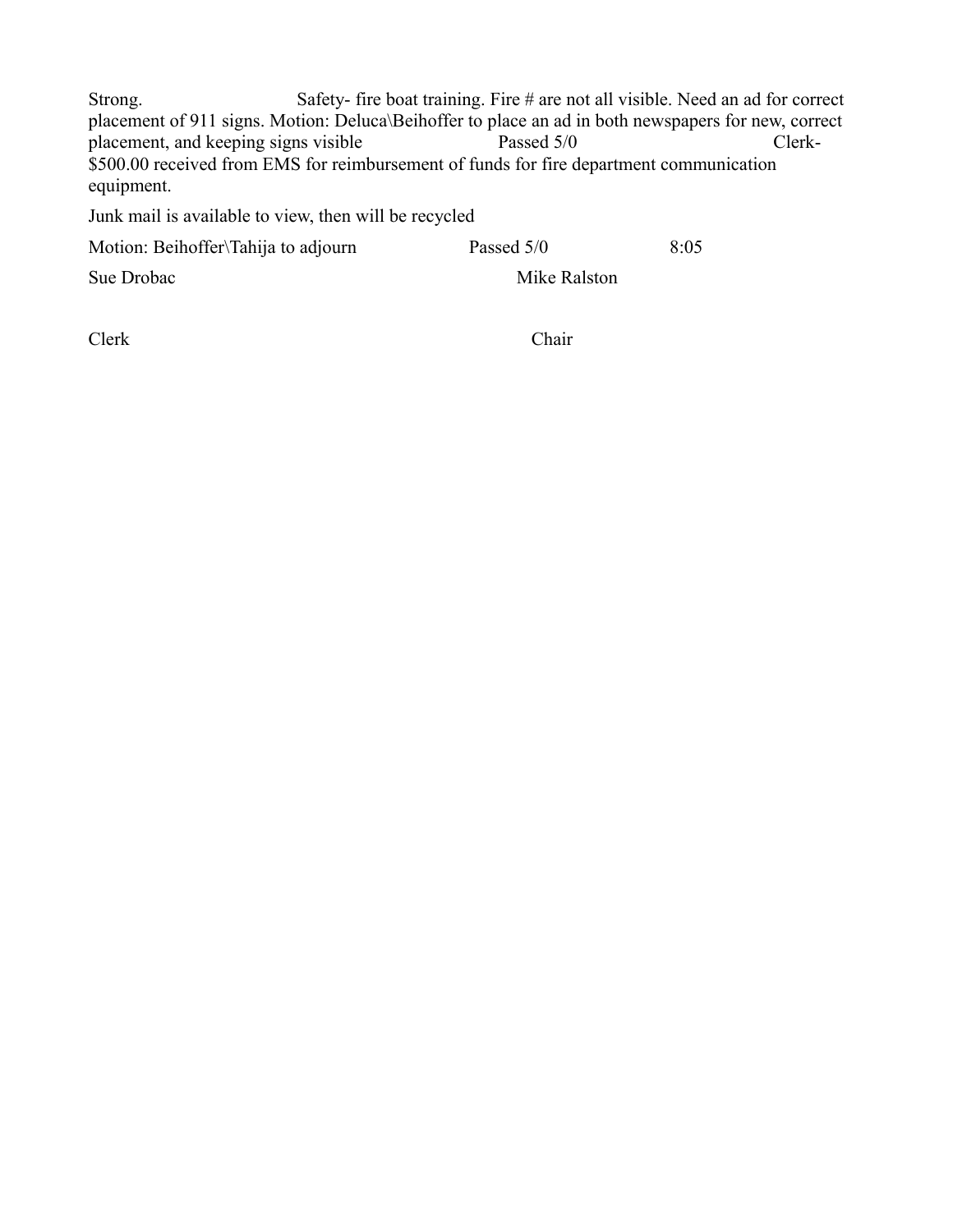Strong. Safety- fire boat training. Fire # are not all visible. Need an ad for correct placement of 911 signs. Motion: Deluca\Beihoffer to place an ad in both newspapers for new, correct placement, and keeping signs visible Passed 5/0 Clerk- $500.00 received from EMS for reimbursement of funds for fire department communication equipment.

Junk mail is available to view, then will be recycled

Motion: Beihoffer\Tahija to adjourn Passed 5/0 8:05

Sue Drobac Mike Ralston

Clerk Chair